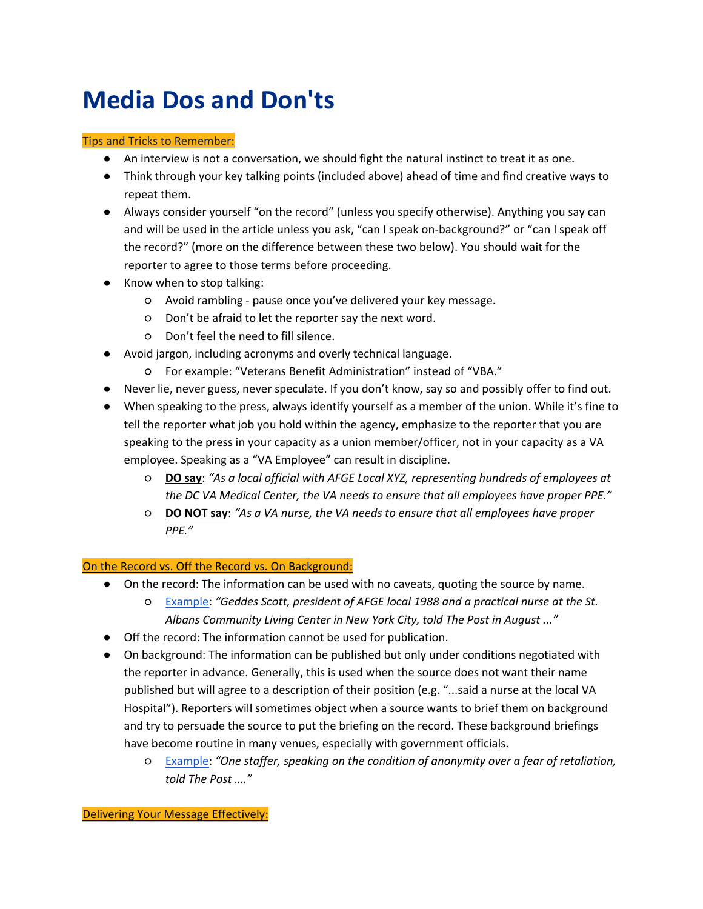# Media Dos and Don'ts

Tips and Tricks to Remember:

- An interview is not a conversation, we should fight the natural instinct to treat it as one.
- Think through your key talking points (included above) ahead of time and find creative ways to repeat them.
- Always consider yourself "on the record" (unless you specify otherwise). Anything you say can and will be used in the article unless you ask, "can I speak on-background?" or "can I speak off the record?" (more on the difference between these two below). You should wait for the reporter to agree to those terms before proceeding.
- Know when to stop talking:
  - Avoid rambling - pause once you've delivered your key message.
  - Don't be afraid to let the reporter say the next word.
  - Don't feel the need to fill silence.
- Avoid jargon, including acronyms and overly technical language.
  - For example: "Veterans Benefit Administration" instead of "VBA."
- Never lie, never guess, never speculate. If you don't know, say so and possibly offer to find out.
- When speaking to the press, always identify yourself as a member of the union. While it's fine to tell the reporter what job you hold within the agency, emphasize to the reporter that you are speaking to the press in your capacity as a union member/officer, not in your capacity as a VA employee. Speaking as a "VA Employee" can result in discipline.
  - **DO say**: *"As a local official with AFGE Local XYZ, representing hundreds of employees at the DC VA Medical Center, the VA needs to ensure that all employees have proper PPE."*
  - **DO NOT say**: *"As a VA nurse, the VA needs to ensure that all employees have proper PPE."*

On the Record vs. Off the Record vs. On Background:

- On the record: The information can be used with no caveats, quoting the source by name.
  - Example: *"Geddes Scott, president of AFGE local 1988 and a practical nurse at the St. Albans Community Living Center in New York City, told The Post in August ..."*
- Off the record: The information cannot be used for publication.
- On background: The information can be published but only under conditions negotiated with the reporter in advance. Generally, this is used when the source does not want their name published but will agree to a description of their position (e.g. "...said a nurse at the local VA Hospital"). Reporters will sometimes object when a source wants to brief them on background and try to persuade the source to put the briefing on the record. These background briefings have become routine in many venues, especially with government officials.
  - Example: *"One staffer, speaking on the condition of anonymity over a fear of retaliation, told The Post …."*

Delivering Your Message Effectively: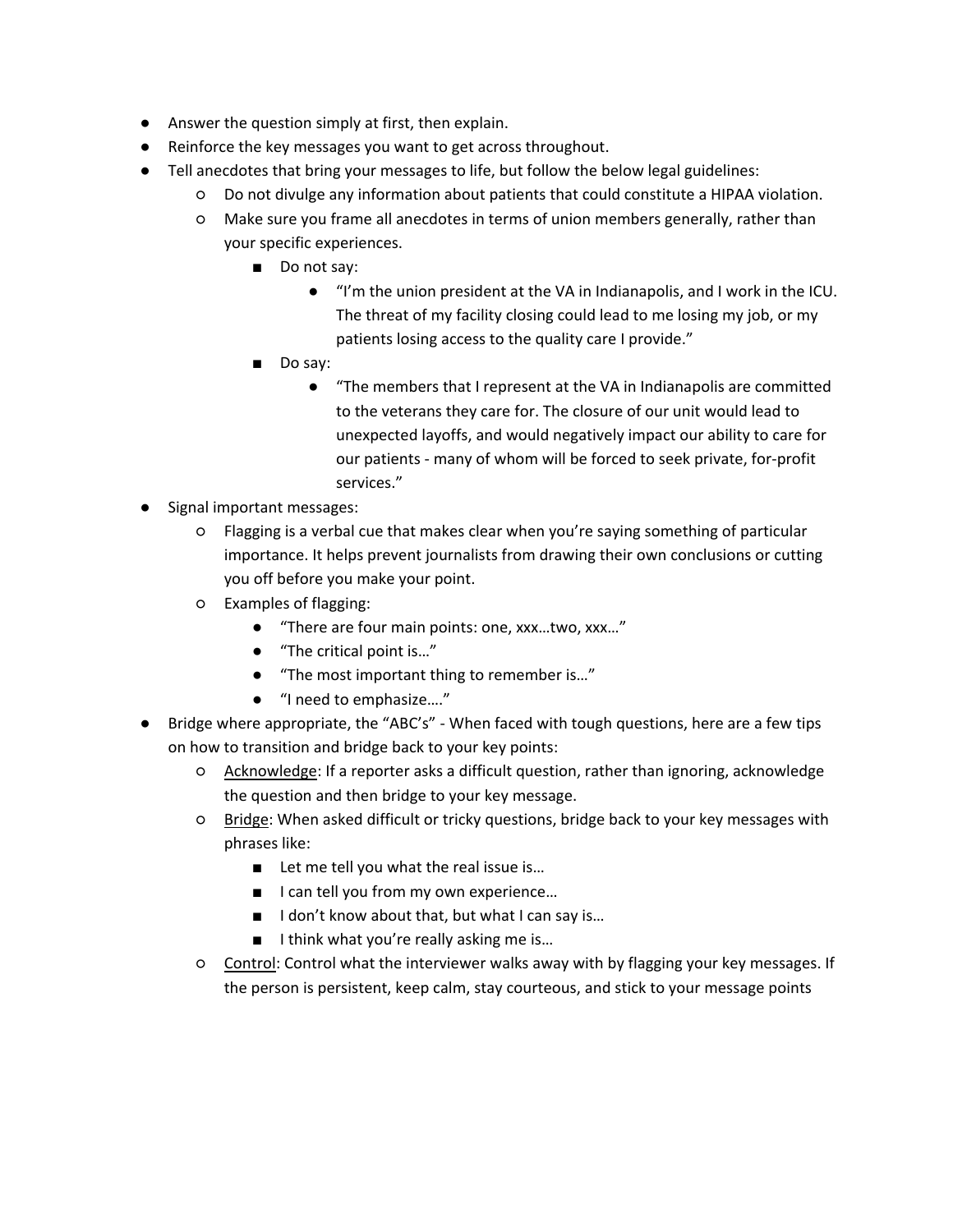- Answer the question simply at first, then explain.
- Reinforce the key messages you want to get across throughout.
- Tell anecdotes that bring your messages to life, but follow the below legal guidelines:
  - Do not divulge any information about patients that could constitute a HIPAA violation.
  - Make sure you frame all anecdotes in terms of union members generally, rather than your specific experiences.
    - Do not say:
      - "I'm the union president at the VA in Indianapolis, and I work in the ICU. The threat of my facility closing could lead to me losing my job, or my patients losing access to the quality care I provide."
    - Do say:
      - "The members that I represent at the VA in Indianapolis are committed to the veterans they care for. The closure of our unit would lead to unexpected layoffs, and would negatively impact our ability to care for our patients - many of whom will be forced to seek private, for-profit services."
- Signal important messages:
  - Flagging is a verbal cue that makes clear when you're saying something of particular importance. It helps prevent journalists from drawing their own conclusions or cutting you off before you make your point.
  - Examples of flagging:
    - "There are four main points: one, xxx…two, xxx…"
    - "The critical point is…"
    - "The most important thing to remember is…"
    - "I need to emphasize…."
- Bridge where appropriate, the "ABC's" - When faced with tough questions, here are a few tips on how to transition and bridge back to your key points:
  - <u>Acknowledge</u>: If a reporter asks a difficult question, rather than ignoring, acknowledge the question and then bridge to your key message.
  - <u>Bridge</u>: When asked difficult or tricky questions, bridge back to your key messages with phrases like:
    - Let me tell you what the real issue is…
    - I can tell you from my own experience…
    - I don't know about that, but what I can say is…
    - I think what you're really asking me is…
  - <u>Control</u>: Control what the interviewer walks away with by flagging your key messages. If the person is persistent, keep calm, stay courteous, and stick to your message points